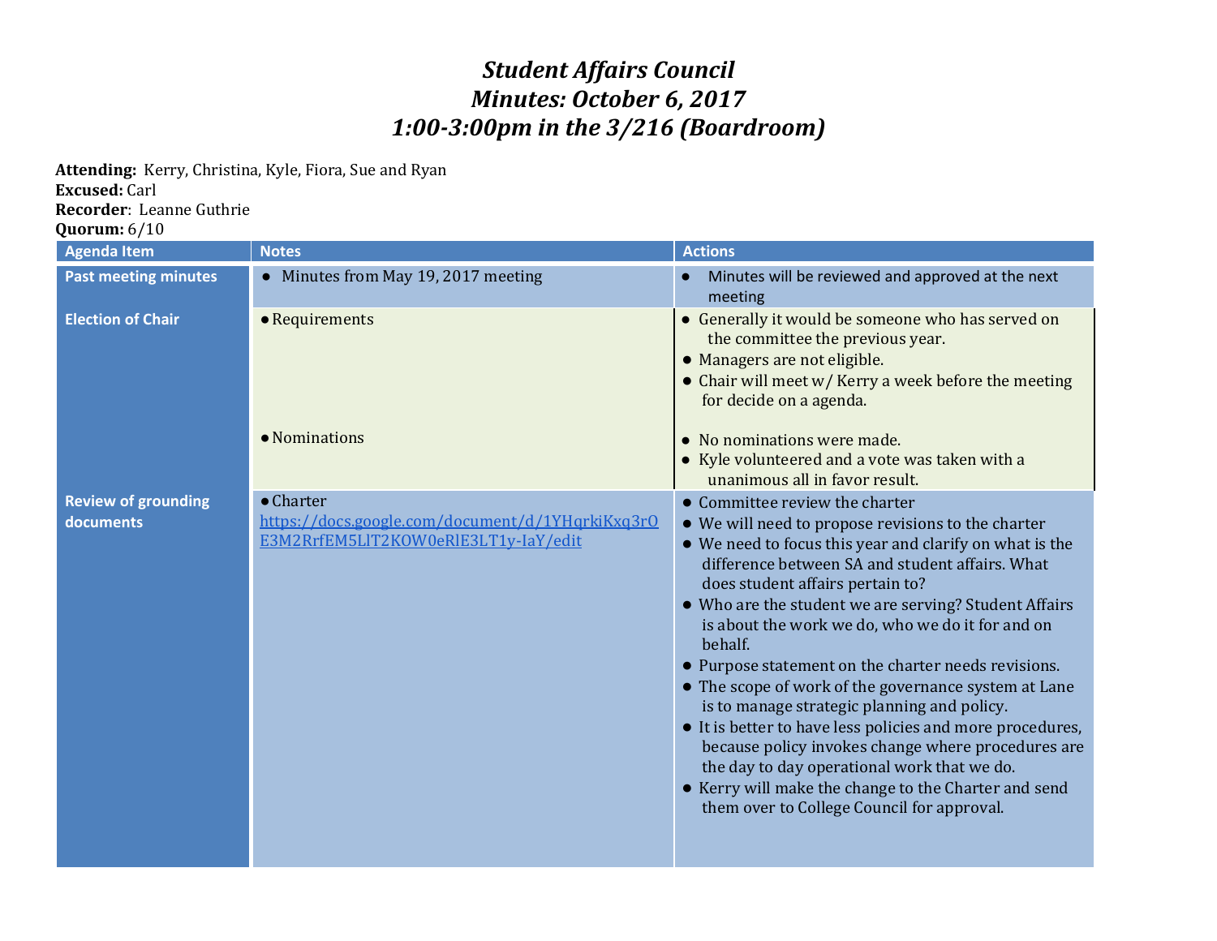# *Student Affairs Council*
# *Minutes: October 6, 2017*
# *1:00-3:00pm in the 3/216 (Boardroom)*

**Attending:** Kerry, Christina, Kyle, Fiora, Sue and Ryan
**Excused:** Carl
**Recorder**: Leanne Guthrie
**Quorum:** 6/10

| Agenda Item | Notes | Actions |
|---|---|---|
| **Past meeting minutes** | ● Minutes from May 19, 2017 meeting | ● Minutes will be reviewed and approved at the next meeting |
| **Election of Chair** | ● Requirements | ● Generally it would be someone who has served on the committee the previous year.<br>● Managers are not eligible.<br>● Chair will meet w/ Kerry a week before the meeting for decide on a agenda. |
| | ● Nominations | ● No nominations were made.<br>● Kyle volunteered and a vote was taken with a unanimous all in favor result. |
| **Review of grounding documents** | ● Charter<br>https://docs.google.com/document/d/1YHqrkiKxq3rOE3M2RrfEM5LlT2KOW0eRlE3LT1y-IaY/edit | ● Committee review the charter<br>● We will need to propose revisions to the charter<br>● We need to focus this year and clarify on what is the difference between SA and student affairs. What does student affairs pertain to?<br>● Who are the student we are serving? Student Affairs is about the work we do, who we do it for and on behalf.<br>● Purpose statement on the charter needs revisions.<br>● The scope of work of the governance system at Lane is to manage strategic planning and policy.<br>● It is better to have less policies and more procedures, because policy invokes change where procedures are the day to day operational work that we do.<br>● Kerry will make the change to the Charter and send them over to College Council for approval. |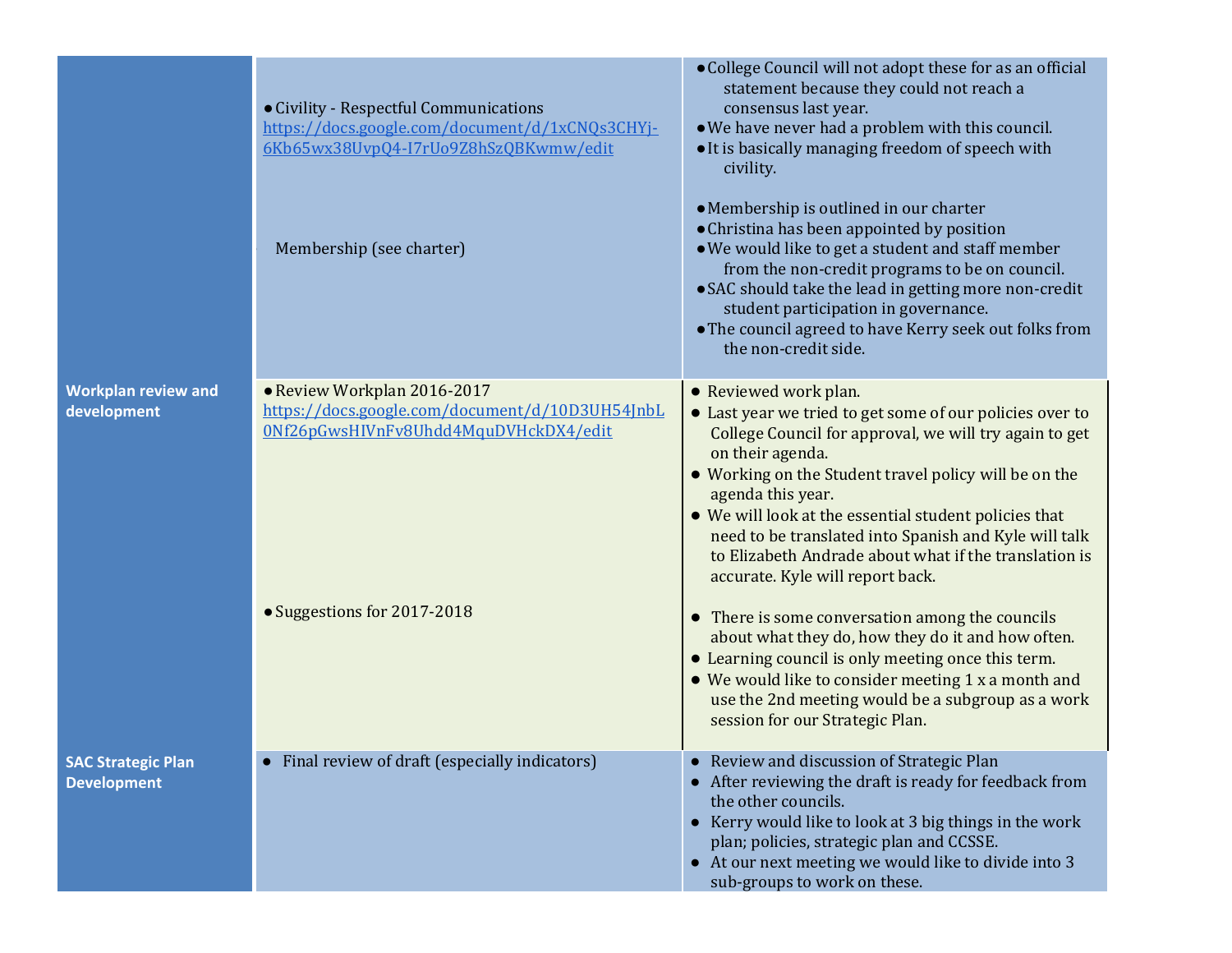| | | |
|---|---|---|
| | • Civility - Respectful Communications https://docs.google.com/document/d/1xCNQs3CHYj-6Kb65wx38UvpQ4-I7rUo9Z8hSzQBKwmw/edit | • College Council will not adopt these for as an official statement because they could not reach a consensus last year.<br>• We have never had a problem with this council.<br>• It is basically managing freedom of speech with civility. |
| | Membership (see charter) | • Membership is outlined in our charter<br>• Christina has been appointed by position<br>• We would like to get a student and staff member from the non-credit programs to be on council.<br>• SAC should take the lead in getting more non-credit student participation in governance.<br>• The council agreed to have Kerry seek out folks from the non-credit side. |
| **Workplan review and development** | • Review Workplan 2016-2017 https://docs.google.com/document/d/10D3UH54JnbL0Nf26pGwsHIVnFv8Uhdd4MquDVHckDX4/edit | • Reviewed work plan.<br>• Last year we tried to get some of our policies over to College Council for approval, we will try again to get on their agenda.<br>• Working on the Student travel policy will be on the agenda this year.<br>• We will look at the essential student policies that need to be translated into Spanish and Kyle will talk to Elizabeth Andrade about what if the translation is accurate. Kyle will report back. |
| | • Suggestions for 2017-2018 | • There is some conversation among the councils about what they do, how they do it and how often.<br>• Learning council is only meeting once this term.<br>• We would like to consider meeting 1 x a month and use the 2nd meeting would be a subgroup as a work session for our Strategic Plan. |
| **SAC Strategic Plan Development** | • Final review of draft (especially indicators) | • Review and discussion of Strategic Plan<br>• After reviewing the draft is ready for feedback from the other councils.<br>• Kerry would like to look at 3 big things in the work plan; policies, strategic plan and CCSSE.<br>• At our next meeting we would like to divide into 3 sub-groups to work on these. |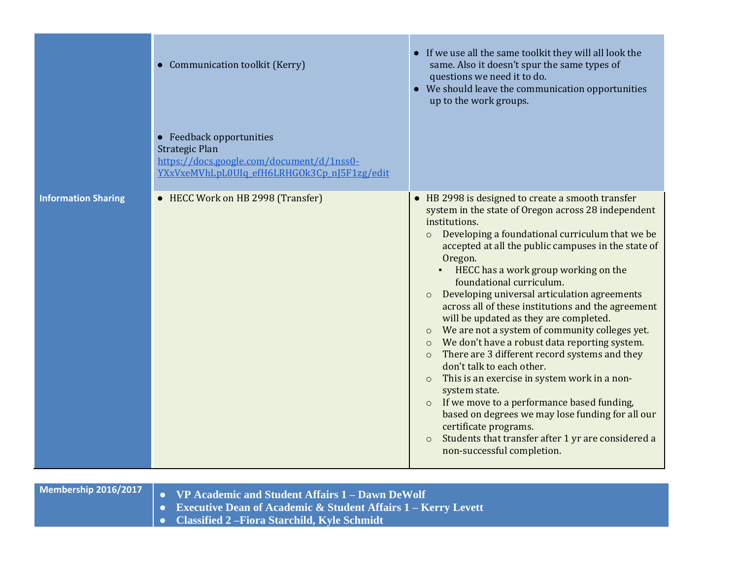| | | |
|---|---|---|
| | • Communication toolkit (Kerry)<br><br>• Feedback opportunities<br>Strategic Plan<br>https://docs.google.com/document/d/1nss0-YXxVxeMVhLpL0UIq_efH6LRHGOk3Cp_nJ5F1zg/edit | • If we use all the same toolkit they will all look the same. Also it doesn't spur the same types of questions we need it to do.<br>• We should leave the communication opportunities up to the work groups. |
| **Information Sharing** | • HECC Work on HB 2998 (Transfer) | • HB 2998 is designed to create a smooth transfer system in the state of Oregon across 28 independent institutions.<br>○ Developing a foundational curriculum that we be accepted at all the public campuses in the state of Oregon.<br>▪ HECC has a work group working on the foundational curriculum.<br>○ Developing universal articulation agreements across all of these institutions and the agreement will be updated as they are completed.<br>○ We are not a system of community colleges yet.<br>○ We don't have a robust data reporting system.<br>○ There are 3 different record systems and they don't talk to each other.<br>○ This is an exercise in system work in a non-system state.<br>○ If we move to a performance based funding, based on degrees we may lose funding for all our certificate programs.<br>○ Students that transfer after 1 yr are considered a non-successful completion. |

| | |
|---|---|
| **Membership 2016/2017** | • **VP Academic and Student Affairs 1 – Dawn DeWolf**<br>• **Executive Dean of Academic & Student Affairs 1 – Kerry Levett**<br>• **Classified 2 –Fiora Starchild, Kyle Schmidt** |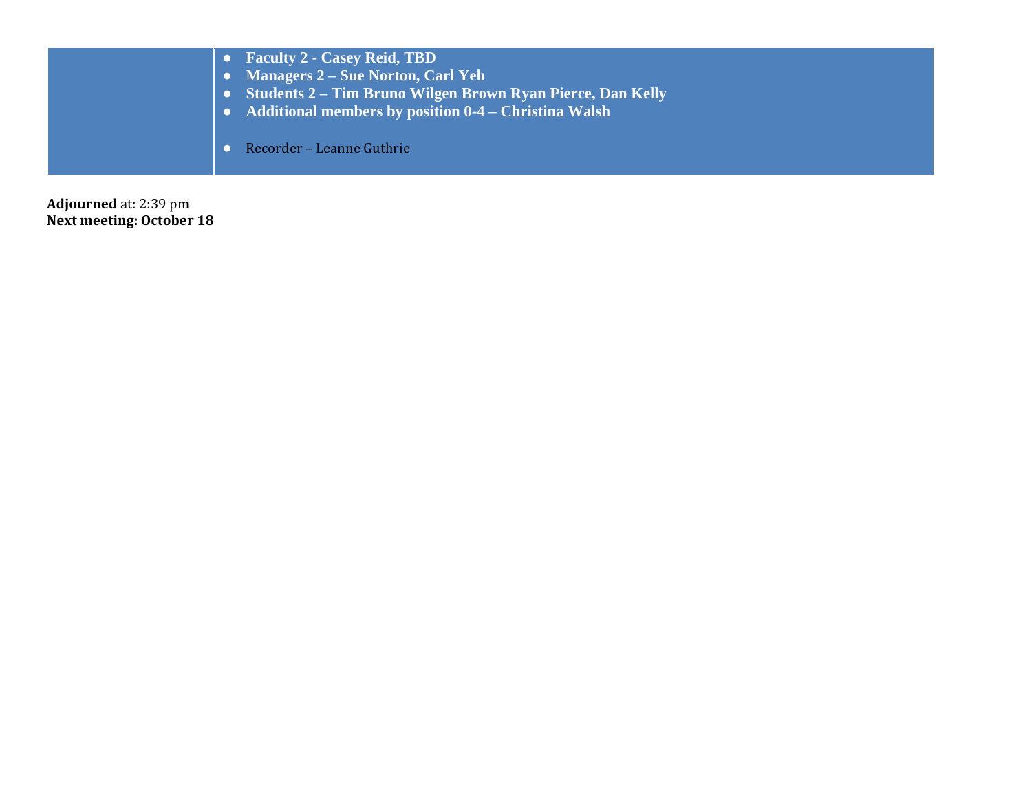| | |
|---|---|
| | • **Faculty 2 - Casey Reid, TBD**<br>• **Managers 2 – Sue Norton, Carl Yeh**<br>• **Students 2 – Tim Bruno Wilgen Brown Ryan Pierce, Dan Kelly**<br>• **Additional members by position 0-4 – Christina Walsh**<br><br>• Recorder – Leanne Guthrie |

**Adjourned** at: 2:39 pm
**Next meeting: October 18**